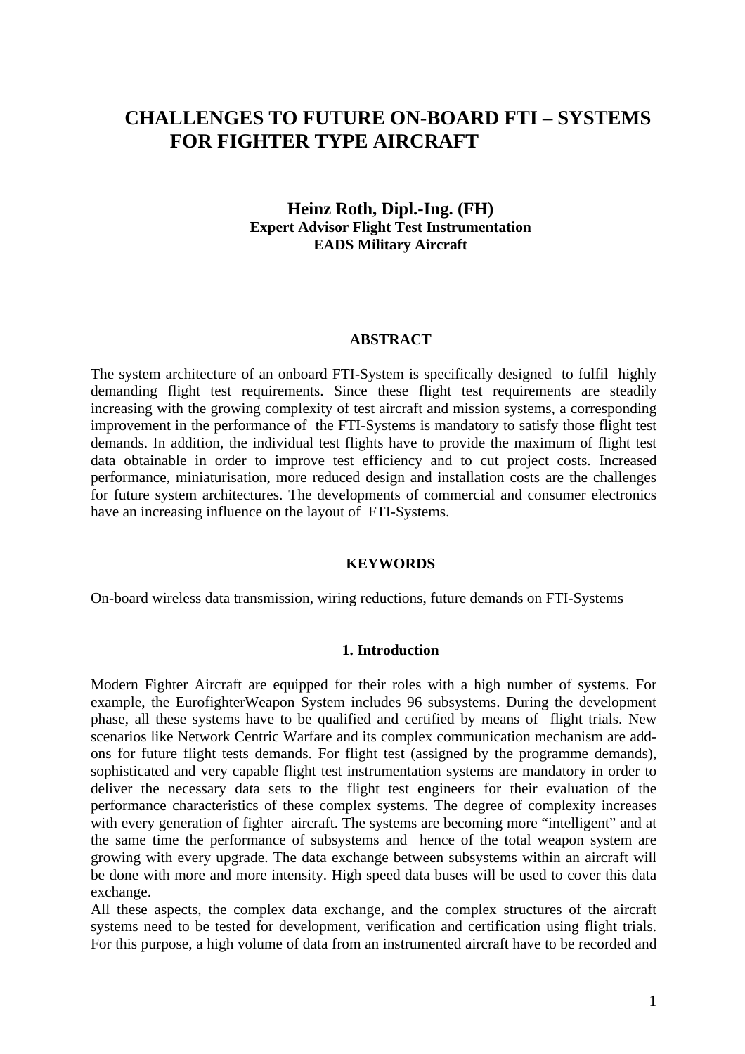# CHALLENGES TO FUTURE ON-BOARD FTI – SYSTEMS FOR FIGHTER TYPE AIRCRAFT

**Heinz Roth, Dipl.-Ing. (FH)**
**Expert Advisor Flight Test Instrumentation**
**EADS Military Aircraft**

## ABSTRACT

The system architecture of an onboard FTI-System is specifically designed to fulfil highly demanding flight test requirements. Since these flight test requirements are steadily increasing with the growing complexity of test aircraft and mission systems, a corresponding improvement in the performance of the FTI-Systems is mandatory to satisfy those flight test demands. In addition, the individual test flights have to provide the maximum of flight test data obtainable in order to improve test efficiency and to cut project costs. Increased performance, miniaturisation, more reduced design and installation costs are the challenges for future system architectures. The developments of commercial and consumer electronics have an increasing influence on the layout of FTI-Systems.

## KEYWORDS

On-board wireless data transmission, wiring reductions, future demands on FTI-Systems

## 1. Introduction

Modern Fighter Aircraft are equipped for their roles with a high number of systems. For example, the EurofighterWeapon System includes 96 subsystems. During the development phase, all these systems have to be qualified and certified by means of flight trials. New scenarios like Network Centric Warfare and its complex communication mechanism are add-ons for future flight tests demands. For flight test (assigned by the programme demands), sophisticated and very capable flight test instrumentation systems are mandatory in order to deliver the necessary data sets to the flight test engineers for their evaluation of the performance characteristics of these complex systems. The degree of complexity increases with every generation of fighter aircraft. The systems are becoming more "intelligent" and at the same time the performance of subsystems and hence of the total weapon system are growing with every upgrade. The data exchange between subsystems within an aircraft will be done with more and more intensity. High speed data buses will be used to cover this data exchange.

All these aspects, the complex data exchange, and the complex structures of the aircraft systems need to be tested for development, verification and certification using flight trials. For this purpose, a high volume of data from an instrumented aircraft have to be recorded and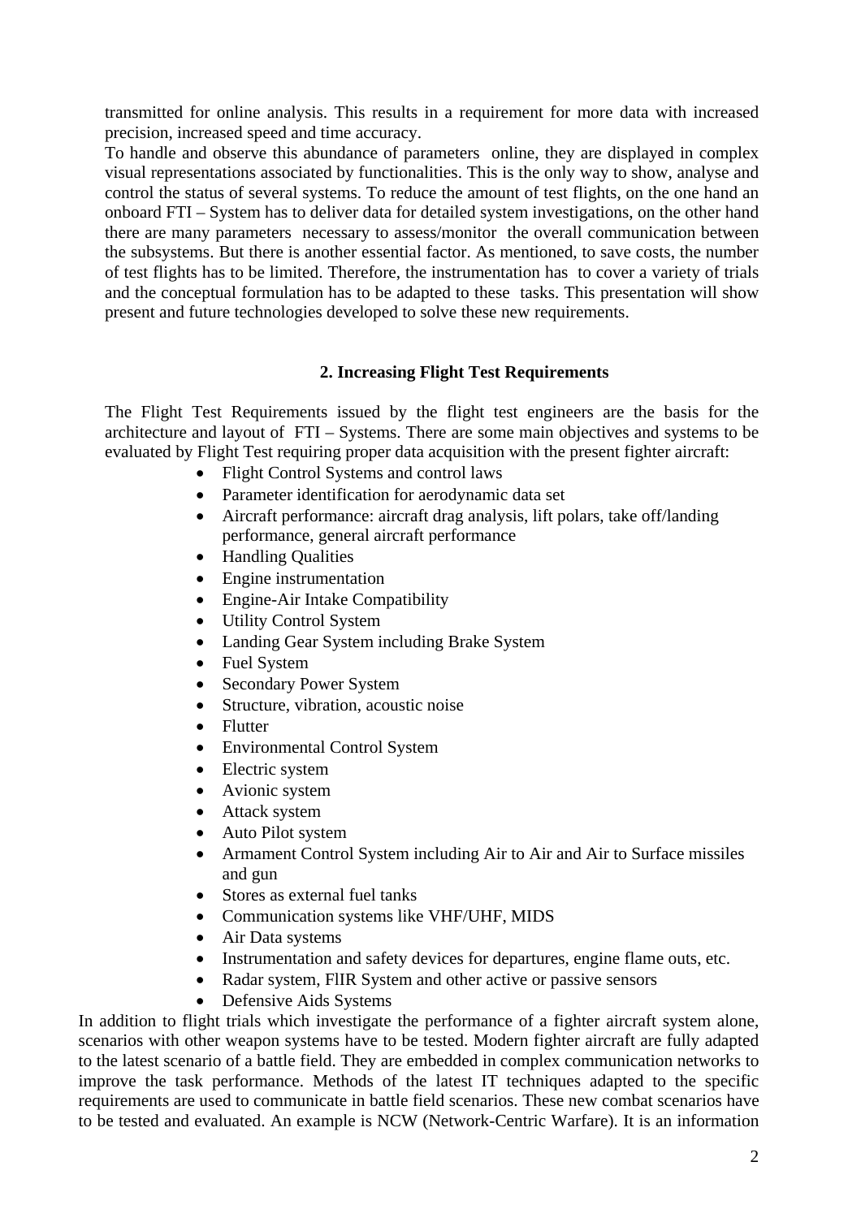transmitted for online analysis. This results in a requirement for more data with increased precision, increased speed and time accuracy.
To handle and observe this abundance of parameters online, they are displayed in complex visual representations associated by functionalities. This is the only way to show, analyse and control the status of several systems. To reduce the amount of test flights, on the one hand an onboard FTI – System has to deliver data for detailed system investigations, on the other hand there are many parameters necessary to assess/monitor the overall communication between the subsystems. But there is another essential factor. As mentioned, to save costs, the number of test flights has to be limited. Therefore, the instrumentation has to cover a variety of trials and the conceptual formulation has to be adapted to these tasks. This presentation will show present and future technologies developed to solve these new requirements.

## 2. Increasing Flight Test Requirements

The Flight Test Requirements issued by the flight test engineers are the basis for the architecture and layout of FTI – Systems. There are some main objectives and systems to be evaluated by Flight Test requiring proper data acquisition with the present fighter aircraft:

- Flight Control Systems and control laws
- Parameter identification for aerodynamic data set
- Aircraft performance: aircraft drag analysis, lift polars, take off/landing performance, general aircraft performance
- Handling Qualities
- Engine instrumentation
- Engine-Air Intake Compatibility
- Utility Control System
- Landing Gear System including Brake System
- Fuel System
- Secondary Power System
- Structure, vibration, acoustic noise
- Flutter
- Environmental Control System
- Electric system
- Avionic system
- Attack system
- Auto Pilot system
- Armament Control System including Air to Air and Air to Surface missiles and gun
- Stores as external fuel tanks
- Communication systems like VHF/UHF, MIDS
- Air Data systems
- Instrumentation and safety devices for departures, engine flame outs, etc.
- Radar system, FlIR System and other active or passive sensors
- Defensive Aids Systems

In addition to flight trials which investigate the performance of a fighter aircraft system alone, scenarios with other weapon systems have to be tested. Modern fighter aircraft are fully adapted to the latest scenario of a battle field. They are embedded in complex communication networks to improve the task performance. Methods of the latest IT techniques adapted to the specific requirements are used to communicate in battle field scenarios. These new combat scenarios have to be tested and evaluated. An example is NCW (Network-Centric Warfare). It is an information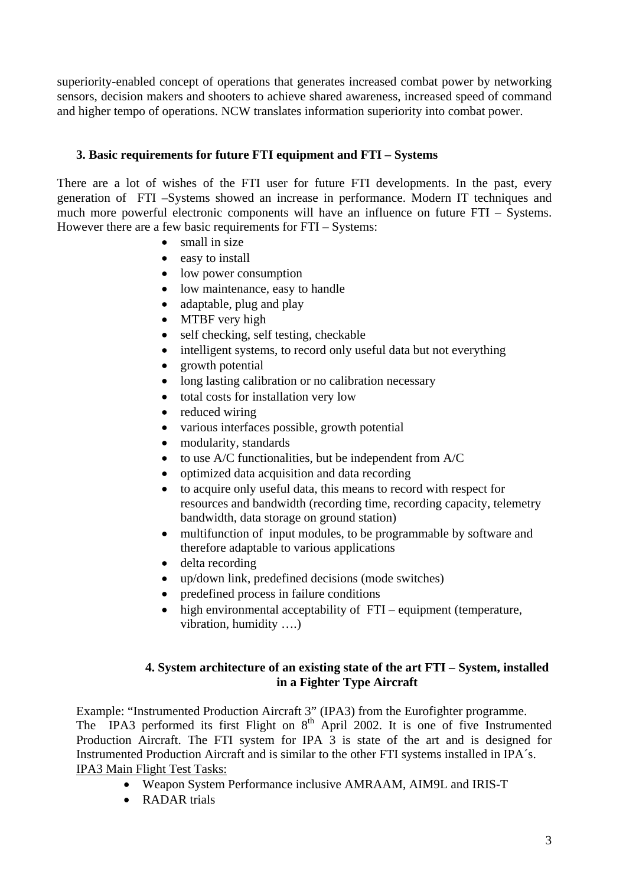superiority-enabled concept of operations that generates increased combat power by networking sensors, decision makers and shooters to achieve shared awareness, increased speed of command and higher tempo of operations. NCW translates information superiority into combat power.

## 3. Basic requirements for future FTI equipment and FTI – Systems

There are a lot of wishes of the FTI user for future FTI developments. In the past, every generation of FTI –Systems showed an increase in performance. Modern IT techniques and much more powerful electronic components will have an influence on future FTI – Systems. However there are a few basic requirements for FTI – Systems:

- small in size
- easy to install
- low power consumption
- low maintenance, easy to handle
- adaptable, plug and play
- MTBF very high
- self checking, self testing, checkable
- intelligent systems, to record only useful data but not everything
- growth potential
- long lasting calibration or no calibration necessary
- total costs for installation very low
- reduced wiring
- various interfaces possible, growth potential
- modularity, standards
- to use A/C functionalities, but be independent from A/C
- optimized data acquisition and data recording
- to acquire only useful data, this means to record with respect for resources and bandwidth (recording time, recording capacity, telemetry bandwidth, data storage on ground station)
- multifunction of input modules, to be programmable by software and therefore adaptable to various applications
- delta recording
- up/down link, predefined decisions (mode switches)
- predefined process in failure conditions
- high environmental acceptability of FTI – equipment (temperature, vibration, humidity ….)

## 4. System architecture of an existing state of the art FTI – System, installed in a Fighter Type Aircraft

Example: “Instrumented Production Aircraft 3” (IPA3) from the Eurofighter programme.
The IPA3 performed its first Flight on 8th April 2002. It is one of five Instrumented Production Aircraft. The FTI system for IPA 3 is state of the art and is designed for Instrumented Production Aircraft and is similar to the other FTI systems installed in IPA´s.

IPA3 Main Flight Test Tasks:

- Weapon System Performance inclusive AMRAAM, AIM9L and IRIS-T
- RADAR trials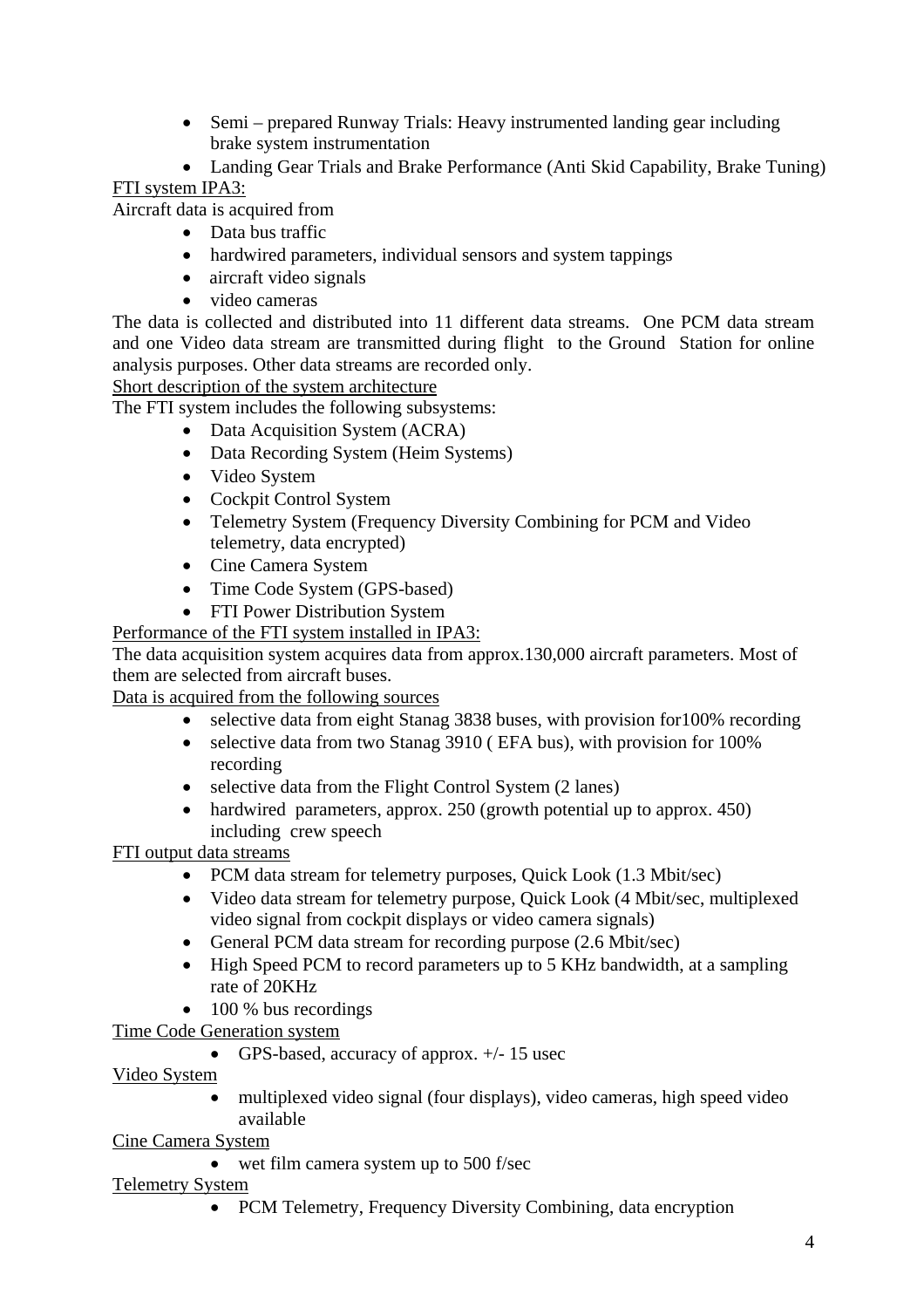- Semi – prepared Runway Trials: Heavy instrumented landing gear including brake system instrumentation
- Landing Gear Trials and Brake Performance (Anti Skid Capability, Brake Tuning)

FTI system IPA3:

Aircraft data is acquired from

- Data bus traffic
- hardwired parameters, individual sensors and system tappings
- aircraft video signals
- video cameras

The data is collected and distributed into 11 different data streams. One PCM data stream and one Video data stream are transmitted during flight to the Ground Station for online analysis purposes. Other data streams are recorded only.

Short description of the system architecture

The FTI system includes the following subsystems:

- Data Acquisition System (ACRA)
- Data Recording System (Heim Systems)
- Video System
- Cockpit Control System
- Telemetry System (Frequency Diversity Combining for PCM and Video telemetry, data encrypted)
- Cine Camera System
- Time Code System (GPS-based)
- FTI Power Distribution System

Performance of the FTI system installed in IPA3:

The data acquisition system acquires data from approx.130,000 aircraft parameters. Most of them are selected from aircraft buses.

Data is acquired from the following sources

- selective data from eight Stanag 3838 buses, with provision for100% recording
- selective data from two Stanag 3910 ( EFA bus), with provision for 100% recording
- selective data from the Flight Control System (2 lanes)
- hardwired parameters, approx. 250 (growth potential up to approx. 450) including crew speech

FTI output data streams

- PCM data stream for telemetry purposes, Quick Look (1.3 Mbit/sec)
- Video data stream for telemetry purpose, Quick Look (4 Mbit/sec, multiplexed video signal from cockpit displays or video camera signals)
- General PCM data stream for recording purpose (2.6 Mbit/sec)
- High Speed PCM to record parameters up to 5 KHz bandwidth, at a sampling rate of 20KHz
- 100 % bus recordings

Time Code Generation system

- GPS-based, accuracy of approx. +/- 15 usec

Video System

- multiplexed video signal (four displays), video cameras, high speed video available

Cine Camera System

- wet film camera system up to 500 f/sec

Telemetry System

- PCM Telemetry, Frequency Diversity Combining, data encryption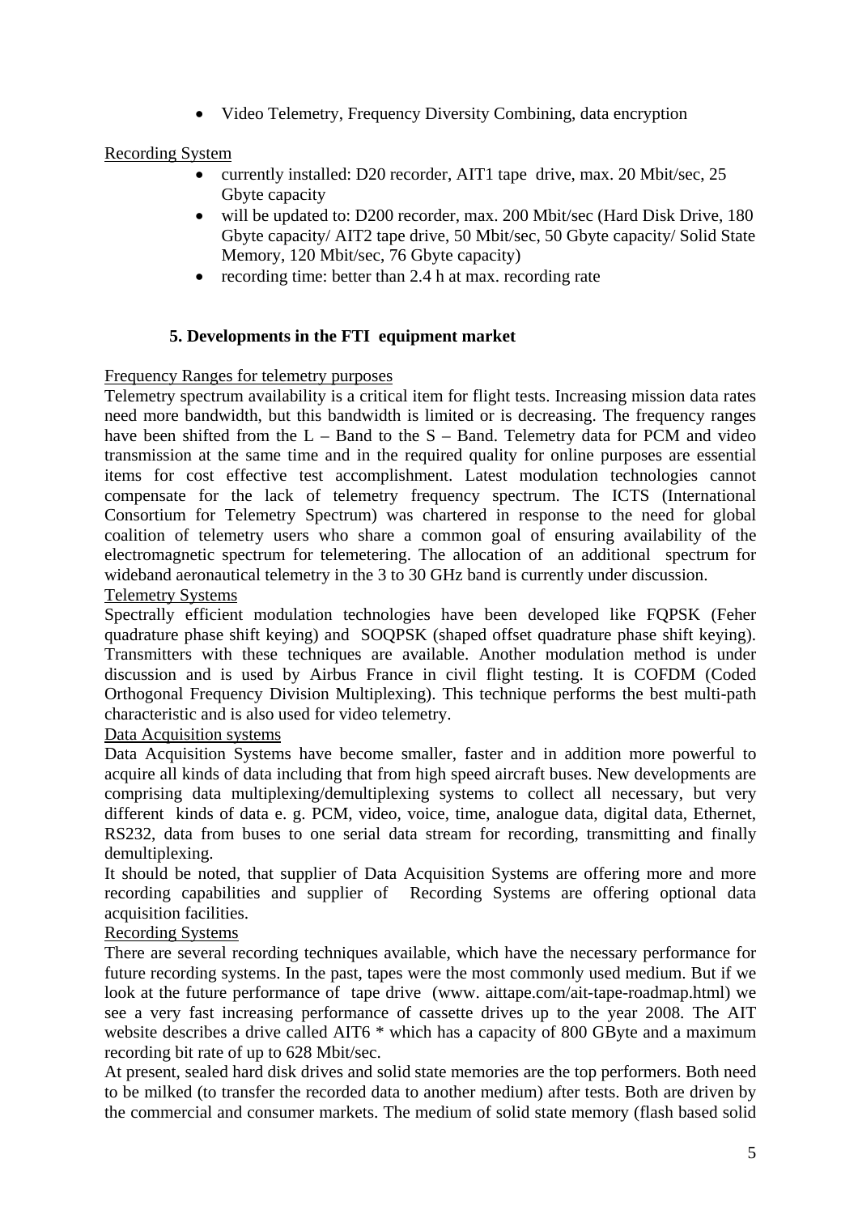- Video Telemetry, Frequency Diversity Combining, data encryption

Recording System

- currently installed: D20 recorder, AIT1 tape drive, max. 20 Mbit/sec, 25 Gbyte capacity
- will be updated to: D200 recorder, max. 200 Mbit/sec (Hard Disk Drive, 180 Gbyte capacity/ AIT2 tape drive, 50 Mbit/sec, 50 Gbyte capacity/ Solid State Memory, 120 Mbit/sec, 76 Gbyte capacity)
- recording time: better than 2.4 h at max. recording rate

## 5. Developments in the FTI equipment market

Frequency Ranges for telemetry purposes

Telemetry spectrum availability is a critical item for flight tests. Increasing mission data rates need more bandwidth, but this bandwidth is limited or is decreasing. The frequency ranges have been shifted from the L – Band to the S – Band. Telemetry data for PCM and video transmission at the same time and in the required quality for online purposes are essential items for cost effective test accomplishment. Latest modulation technologies cannot compensate for the lack of telemetry frequency spectrum. The ICTS (International Consortium for Telemetry Spectrum) was chartered in response to the need for global coalition of telemetry users who share a common goal of ensuring availability of the electromagnetic spectrum for telemetering. The allocation of an additional spectrum for wideband aeronautical telemetry in the 3 to 30 GHz band is currently under discussion.

Telemetry Systems

Spectrally efficient modulation technologies have been developed like FQPSK (Feher quadrature phase shift keying) and SOQPSK (shaped offset quadrature phase shift keying). Transmitters with these techniques are available. Another modulation method is under discussion and is used by Airbus France in civil flight testing. It is COFDM (Coded Orthogonal Frequency Division Multiplexing). This technique performs the best multi-path characteristic and is also used for video telemetry.

Data Acquisition systems

Data Acquisition Systems have become smaller, faster and in addition more powerful to acquire all kinds of data including that from high speed aircraft buses. New developments are comprising data multiplexing/demultiplexing systems to collect all necessary, but very different kinds of data e. g. PCM, video, voice, time, analogue data, digital data, Ethernet, RS232, data from buses to one serial data stream for recording, transmitting and finally demultiplexing.

It should be noted, that supplier of Data Acquisition Systems are offering more and more recording capabilities and supplier of Recording Systems are offering optional data acquisition facilities.

Recording Systems

There are several recording techniques available, which have the necessary performance for future recording systems. In the past, tapes were the most commonly used medium. But if we look at the future performance of tape drive (www. aittape.com/ait-tape-roadmap.html) we see a very fast increasing performance of cassette drives up to the year 2008. The AIT website describes a drive called AIT6 * which has a capacity of 800 GByte and a maximum recording bit rate of up to 628 Mbit/sec.

At present, sealed hard disk drives and solid state memories are the top performers. Both need to be milked (to transfer the recorded data to another medium) after tests. Both are driven by the commercial and consumer markets. The medium of solid state memory (flash based solid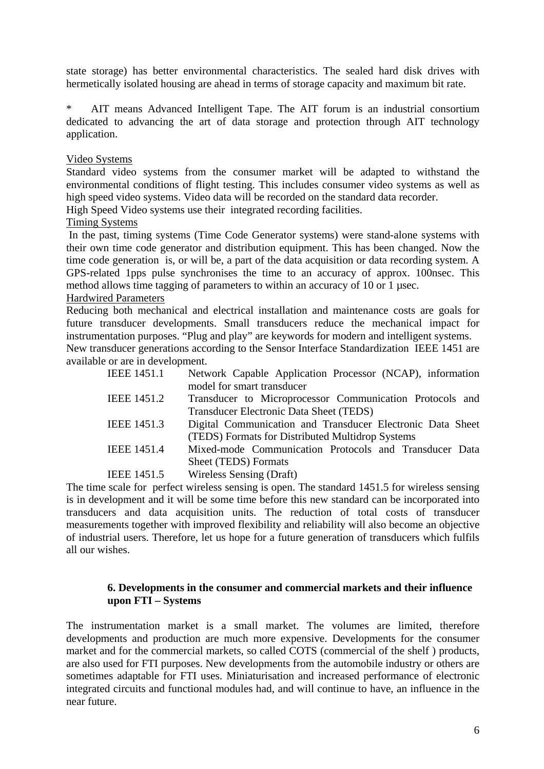state storage) has better environmental characteristics. The sealed hard disk drives with hermetically isolated housing are ahead in terms of storage capacity and maximum bit rate.

\* AIT means Advanced Intelligent Tape. The AIT forum is an industrial consortium dedicated to advancing the art of data storage and protection through AIT technology application.

Video Systems

Standard video systems from the consumer market will be adapted to withstand the environmental conditions of flight testing. This includes consumer video systems as well as high speed video systems. Video data will be recorded on the standard data recorder.
High Speed Video systems use their integrated recording facilities.

Timing Systems

In the past, timing systems (Time Code Generator systems) were stand-alone systems with their own time code generator and distribution equipment. This has been changed. Now the time code generation is, or will be, a part of the data acquisition or data recording system. A GPS-related 1pps pulse synchronises the time to an accuracy of approx. 100nsec. This method allows time tagging of parameters to within an accuracy of 10 or 1 µsec.

Hardwired Parameters

Reducing both mechanical and electrical installation and maintenance costs are goals for future transducer developments. Small transducers reduce the mechanical impact for instrumentation purposes. "Plug and play" are keywords for modern and intelligent systems.
New transducer generations according to the Sensor Interface Standardization IEEE 1451 are available or are in development.

| | |
|---|---|
| IEEE 1451.1 | Network Capable Application Processor (NCAP), information model for smart transducer |
| IEEE 1451.2 | Transducer to Microprocessor Communication Protocols and Transducer Electronic Data Sheet (TEDS) |
| IEEE 1451.3 | Digital Communication and Transducer Electronic Data Sheet (TEDS) Formats for Distributed Multidrop Systems |
| IEEE 1451.4 | Mixed-mode Communication Protocols and Transducer Data Sheet (TEDS) Formats |
| IEEE 1451.5 | Wireless Sensing (Draft) |

The time scale for perfect wireless sensing is open. The standard 1451.5 for wireless sensing is in development and it will be some time before this new standard can be incorporated into transducers and data acquisition units. The reduction of total costs of transducer measurements together with improved flexibility and reliability will also become an objective of industrial users. Therefore, let us hope for a future generation of transducers which fulfils all our wishes.

## 6. Developments in the consumer and commercial markets and their influence upon FTI – Systems

The instrumentation market is a small market. The volumes are limited, therefore developments and production are much more expensive. Developments for the consumer market and for the commercial markets, so called COTS (commercial of the shelf ) products, are also used for FTI purposes. New developments from the automobile industry or others are sometimes adaptable for FTI uses. Miniaturisation and increased performance of electronic integrated circuits and functional modules had, and will continue to have, an influence in the near future.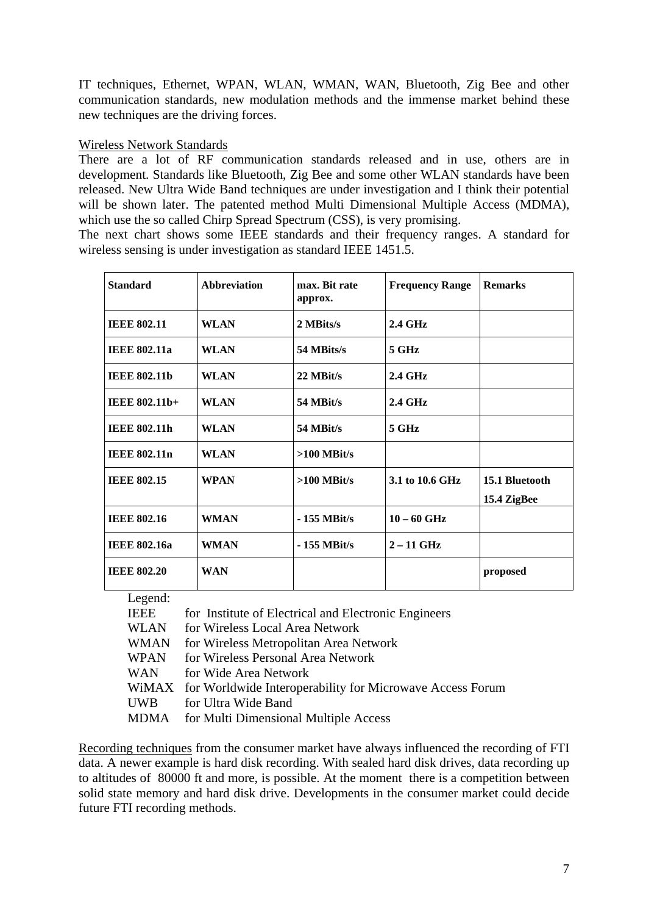IT techniques, Ethernet, WPAN, WLAN, WMAN, WAN, Bluetooth, Zig Bee and other communication standards, new modulation methods and the immense market behind these new techniques are the driving forces.

Wireless Network Standards

There are a lot of RF communication standards released and in use, others are in development. Standards like Bluetooth, Zig Bee and some other WLAN standards have been released. New Ultra Wide Band techniques are under investigation and I think their potential will be shown later. The patented method Multi Dimensional Multiple Access (MDMA), which use the so called Chirp Spread Spectrum (CSS), is very promising.

The next chart shows some IEEE standards and their frequency ranges. A standard for wireless sensing is under investigation as standard IEEE 1451.5.

| Standard | Abbreviation | max. Bit rate approx. | Frequency Range | Remarks |
|---|---|---|---|---|
| IEEE 802.11 | WLAN | 2 MBits/s | 2.4 GHz | |
| IEEE 802.11a | WLAN | 54 MBits/s | 5 GHz | |
| IEEE 802.11b | WLAN | 22 MBit/s | 2.4 GHz | |
| IEEE 802.11b+ | WLAN | 54 MBit/s | 2.4 GHz | |
| IEEE 802.11h | WLAN | 54 MBit/s | 5 GHz | |
| IEEE 802.11n | WLAN | >100 MBit/s | | |
| IEEE 802.15 | WPAN | >100 MBit/s | 3.1 to 10.6 GHz | 15.1 Bluetooth 15.4 ZigBee |
| IEEE 802.16 | WMAN | - 155 MBit/s | 10 – 60 GHz | |
| IEEE 802.16a | WMAN | - 155 MBit/s | 2 – 11 GHz | |
| IEEE 802.20 | WAN | | | proposed |

Legend:

- IEEE for Institute of Electrical and Electronic Engineers
- WLAN for Wireless Local Area Network
- WMAN for Wireless Metropolitan Area Network
- WPAN for Wireless Personal Area Network
- WAN for Wide Area Network
- WiMAX for Worldwide Interoperability for Microwave Access Forum
- UWB for Ultra Wide Band
- MDMA for Multi Dimensional Multiple Access

Recording techniques from the consumer market have always influenced the recording of FTI data. A newer example is hard disk recording. With sealed hard disk drives, data recording up to altitudes of 80000 ft and more, is possible. At the moment there is a competition between solid state memory and hard disk drive. Developments in the consumer market could decide future FTI recording methods.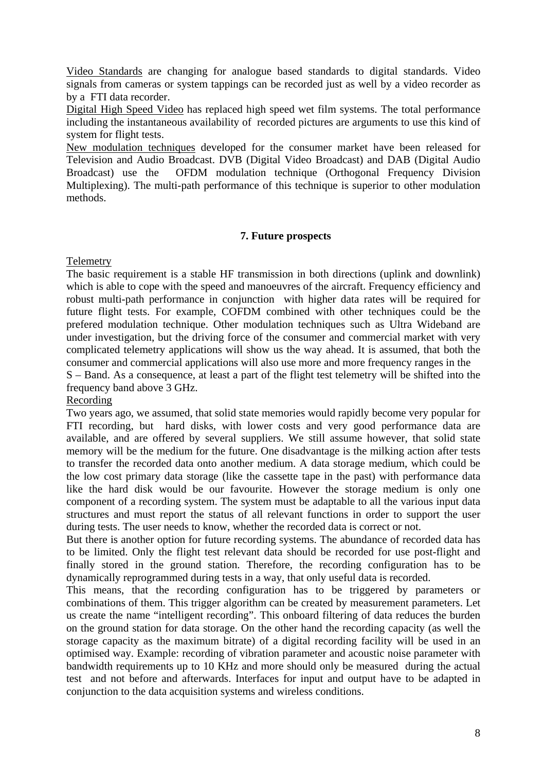Video Standards are changing for analogue based standards to digital standards. Video signals from cameras or system tappings can be recorded just as well by a video recorder as by a FTI data recorder.

Digital High Speed Video has replaced high speed wet film systems. The total performance including the instantaneous availability of recorded pictures are arguments to use this kind of system for flight tests.

New modulation techniques developed for the consumer market have been released for Television and Audio Broadcast. DVB (Digital Video Broadcast) and DAB (Digital Audio Broadcast) use the OFDM modulation technique (Orthogonal Frequency Division Multiplexing). The multi-path performance of this technique is superior to other modulation methods.

## 7. Future prospects

Telemetry

The basic requirement is a stable HF transmission in both directions (uplink and downlink) which is able to cope with the speed and manoeuvres of the aircraft. Frequency efficiency and robust multi-path performance in conjunction with higher data rates will be required for future flight tests. For example, COFDM combined with other techniques could be the prefered modulation technique. Other modulation techniques such as Ultra Wideband are under investigation, but the driving force of the consumer and commercial market with very complicated telemetry applications will show us the way ahead. It is assumed, that both the consumer and commercial applications will also use more and more frequency ranges in the S – Band. As a consequence, at least a part of the flight test telemetry will be shifted into the frequency band above 3 GHz.

Recording

Two years ago, we assumed, that solid state memories would rapidly become very popular for FTI recording, but hard disks, with lower costs and very good performance data are available, and are offered by several suppliers. We still assume however, that solid state memory will be the medium for the future. One disadvantage is the milking action after tests to transfer the recorded data onto another medium. A data storage medium, which could be the low cost primary data storage (like the cassette tape in the past) with performance data like the hard disk would be our favourite. However the storage medium is only one component of a recording system. The system must be adaptable to all the various input data structures and must report the status of all relevant functions in order to support the user during tests. The user needs to know, whether the recorded data is correct or not.

But there is another option for future recording systems. The abundance of recorded data has to be limited. Only the flight test relevant data should be recorded for use post-flight and finally stored in the ground station. Therefore, the recording configuration has to be dynamically reprogrammed during tests in a way, that only useful data is recorded.

This means, that the recording configuration has to be triggered by parameters or combinations of them. This trigger algorithm can be created by measurement parameters. Let us create the name "intelligent recording". This onboard filtering of data reduces the burden on the ground station for data storage. On the other hand the recording capacity (as well the storage capacity as the maximum bitrate) of a digital recording facility will be used in an optimised way. Example: recording of vibration parameter and acoustic noise parameter with bandwidth requirements up to 10 KHz and more should only be measured during the actual test and not before and afterwards. Interfaces for input and output have to be adapted in conjunction to the data acquisition systems and wireless conditions.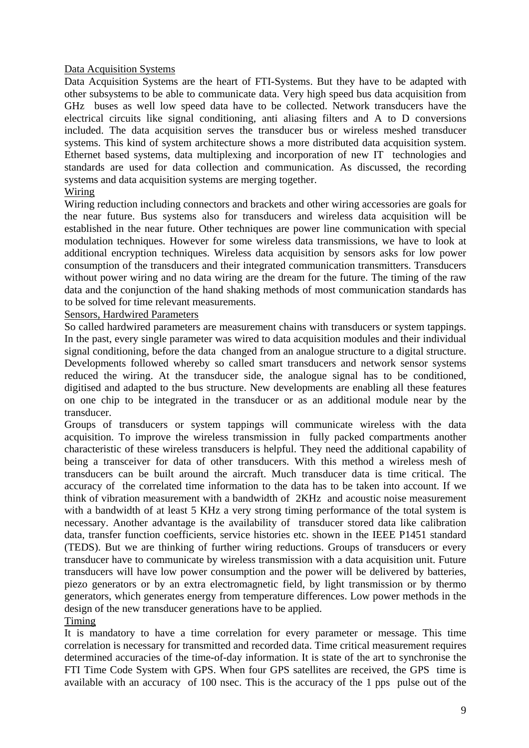## Data Acquisition Systems

Data Acquisition Systems are the heart of FTI-Systems. But they have to be adapted with other subsystems to be able to communicate data. Very high speed bus data acquisition from GHz buses as well low speed data have to be collected. Network transducers have the electrical circuits like signal conditioning, anti aliasing filters and A to D conversions included. The data acquisition serves the transducer bus or wireless meshed transducer systems. This kind of system architecture shows a more distributed data acquisition system. Ethernet based systems, data multiplexing and incorporation of new IT technologies and standards are used for data collection and communication. As discussed, the recording systems and data acquisition systems are merging together.

## Wiring

Wiring reduction including connectors and brackets and other wiring accessories are goals for the near future. Bus systems also for transducers and wireless data acquisition will be established in the near future. Other techniques are power line communication with special modulation techniques. However for some wireless data transmissions, we have to look at additional encryption techniques. Wireless data acquisition by sensors asks for low power consumption of the transducers and their integrated communication transmitters. Transducers without power wiring and no data wiring are the dream for the future. The timing of the raw data and the conjunction of the hand shaking methods of most communication standards has to be solved for time relevant measurements.

## Sensors, Hardwired Parameters

So called hardwired parameters are measurement chains with transducers or system tappings. In the past, every single parameter was wired to data acquisition modules and their individual signal conditioning, before the data changed from an analogue structure to a digital structure. Developments followed whereby so called smart transducers and network sensor systems reduced the wiring. At the transducer side, the analogue signal has to be conditioned, digitised and adapted to the bus structure. New developments are enabling all these features on one chip to be integrated in the transducer or as an additional module near by the transducer.

Groups of transducers or system tappings will communicate wireless with the data acquisition. To improve the wireless transmission in fully packed compartments another characteristic of these wireless transducers is helpful. They need the additional capability of being a transceiver for data of other transducers. With this method a wireless mesh of transducers can be built around the aircraft. Much transducer data is time critical. The accuracy of the correlated time information to the data has to be taken into account. If we think of vibration measurement with a bandwidth of 2KHz and acoustic noise measurement with a bandwidth of at least 5 KHz a very strong timing performance of the total system is necessary. Another advantage is the availability of transducer stored data like calibration data, transfer function coefficients, service histories etc. shown in the IEEE P1451 standard (TEDS). But we are thinking of further wiring reductions. Groups of transducers or every transducer have to communicate by wireless transmission with a data acquisition unit. Future transducers will have low power consumption and the power will be delivered by batteries, piezo generators or by an extra electromagnetic field, by light transmission or by thermo generators, which generates energy from temperature differences. Low power methods in the design of the new transducer generations have to be applied.

## Timing

It is mandatory to have a time correlation for every parameter or message. This time correlation is necessary for transmitted and recorded data. Time critical measurement requires determined accuracies of the time-of-day information. It is state of the art to synchronise the FTI Time Code System with GPS. When four GPS satellites are received, the GPS time is available with an accuracy of 100 nsec. This is the accuracy of the 1 pps pulse out of the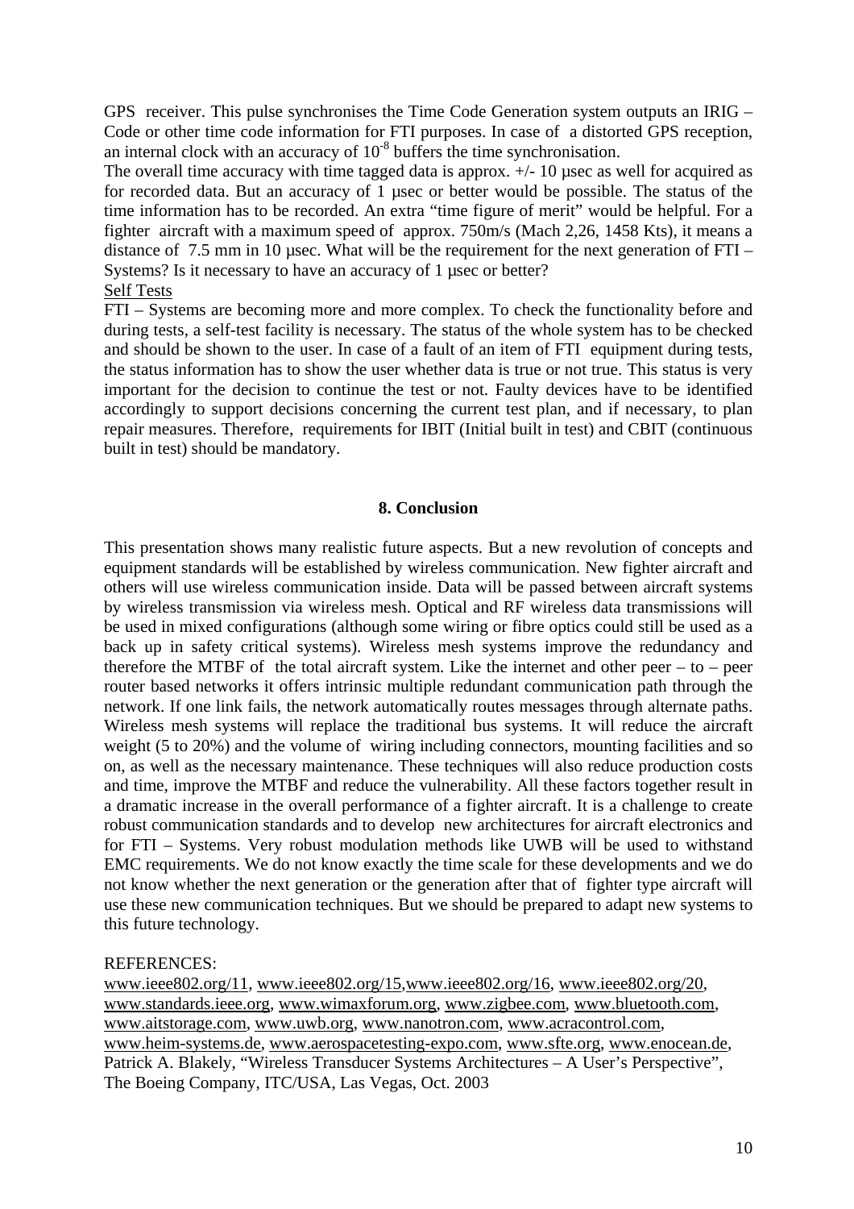GPS receiver. This pulse synchronises the Time Code Generation system outputs an IRIG – Code or other time code information for FTI purposes. In case of a distorted GPS reception, an internal clock with an accuracy of $10^{-8}$ buffers the time synchronisation.

The overall time accuracy with time tagged data is approx. +/- 10 µsec as well for acquired as for recorded data. But an accuracy of 1 µsec or better would be possible. The status of the time information has to be recorded. An extra "time figure of merit" would be helpful. For a fighter aircraft with a maximum speed of approx. 750m/s (Mach 2,26, 1458 Kts), it means a distance of 7.5 mm in 10 µsec. What will be the requirement for the next generation of FTI – Systems? Is it necessary to have an accuracy of 1 µsec or better?

Self Tests

FTI – Systems are becoming more and more complex. To check the functionality before and during tests, a self-test facility is necessary. The status of the whole system has to be checked and should be shown to the user. In case of a fault of an item of FTI equipment during tests, the status information has to show the user whether data is true or not true. This status is very important for the decision to continue the test or not. Faulty devices have to be identified accordingly to support decisions concerning the current test plan, and if necessary, to plan repair measures. Therefore, requirements for IBIT (Initial built in test) and CBIT (continuous built in test) should be mandatory.

## 8. Conclusion

This presentation shows many realistic future aspects. But a new revolution of concepts and equipment standards will be established by wireless communication. New fighter aircraft and others will use wireless communication inside. Data will be passed between aircraft systems by wireless transmission via wireless mesh. Optical and RF wireless data transmissions will be used in mixed configurations (although some wiring or fibre optics could still be used as a back up in safety critical systems). Wireless mesh systems improve the redundancy and therefore the MTBF of the total aircraft system. Like the internet and other peer – to – peer router based networks it offers intrinsic multiple redundant communication path through the network. If one link fails, the network automatically routes messages through alternate paths. Wireless mesh systems will replace the traditional bus systems. It will reduce the aircraft weight (5 to 20%) and the volume of wiring including connectors, mounting facilities and so on, as well as the necessary maintenance. These techniques will also reduce production costs and time, improve the MTBF and reduce the vulnerability. All these factors together result in a dramatic increase in the overall performance of a fighter aircraft. It is a challenge to create robust communication standards and to develop new architectures for aircraft electronics and for FTI – Systems. Very robust modulation methods like UWB will be used to withstand EMC requirements. We do not know exactly the time scale for these developments and we do not know whether the next generation or the generation after that of fighter type aircraft will use these new communication techniques. But we should be prepared to adapt new systems to this future technology.

REFERENCES:

www.ieee802.org/11, www.ieee802.org/15,www.ieee802.org/16, www.ieee802.org/20, www.standards.ieee.org, www.wimaxforum.org, www.zigbee.com, www.bluetooth.com, www.aitstorage.com, www.uwb.org, www.nanotron.com, www.acracontrol.com, www.heim-systems.de, www.aerospacetesting-expo.com, www.sfte.org, www.enocean.de, Patrick A. Blakely, "Wireless Transducer Systems Architectures – A User's Perspective", The Boeing Company, ITC/USA, Las Vegas, Oct. 2003